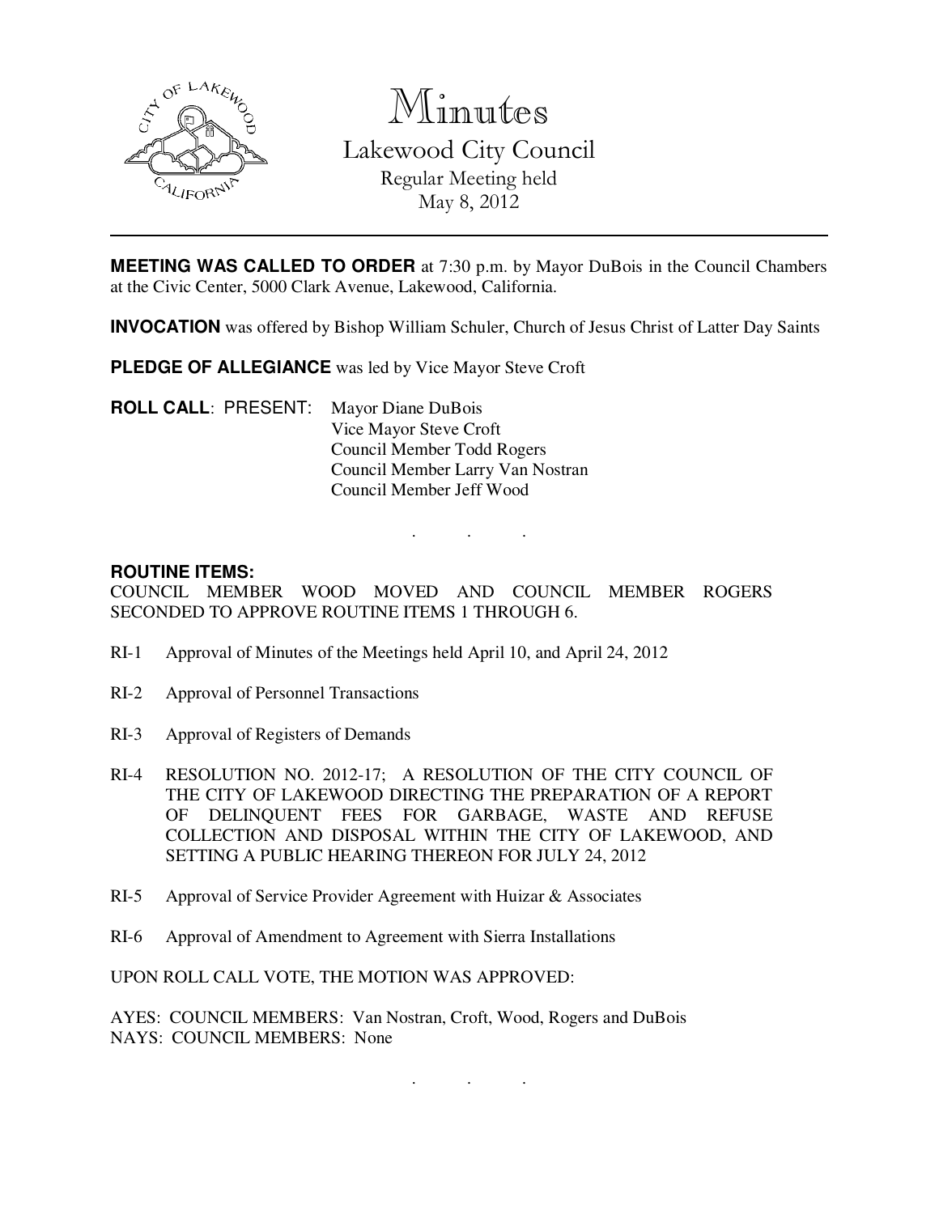# Minutes

## Lakewood City Council

Regular Meeting held
May 8, 2012

---

**MEETING WAS CALLED TO ORDER** at 7:30 p.m. by Mayor DuBois in the Council Chambers at the Civic Center, 5000 Clark Avenue, Lakewood, California.

**INVOCATION** was offered by Bishop William Schuler, Church of Jesus Christ of Latter Day Saints

**PLEDGE OF ALLEGIANCE** was led by Vice Mayor Steve Croft

**ROLL CALL**: PRESENT: Mayor Diane DuBois
Vice Mayor Steve Croft
Council Member Todd Rogers
Council Member Larry Van Nostran
Council Member Jeff Wood

. . .

**ROUTINE ITEMS:**
COUNCIL MEMBER WOOD MOVED AND COUNCIL MEMBER ROGERS SECONDED TO APPROVE ROUTINE ITEMS 1 THROUGH 6.

RI-1 Approval of Minutes of the Meetings held April 10, and April 24, 2012

RI-2 Approval of Personnel Transactions

RI-3 Approval of Registers of Demands

RI-4 RESOLUTION NO. 2012-17; A RESOLUTION OF THE CITY COUNCIL OF THE CITY OF LAKEWOOD DIRECTING THE PREPARATION OF A REPORT OF DELINQUENT FEES FOR GARBAGE, WASTE AND REFUSE COLLECTION AND DISPOSAL WITHIN THE CITY OF LAKEWOOD, AND SETTING A PUBLIC HEARING THEREON FOR JULY 24, 2012

RI-5 Approval of Service Provider Agreement with Huizar & Associates

RI-6 Approval of Amendment to Agreement with Sierra Installations

UPON ROLL CALL VOTE, THE MOTION WAS APPROVED:

AYES: COUNCIL MEMBERS: Van Nostran, Croft, Wood, Rogers and DuBois
NAYS: COUNCIL MEMBERS: None

. . .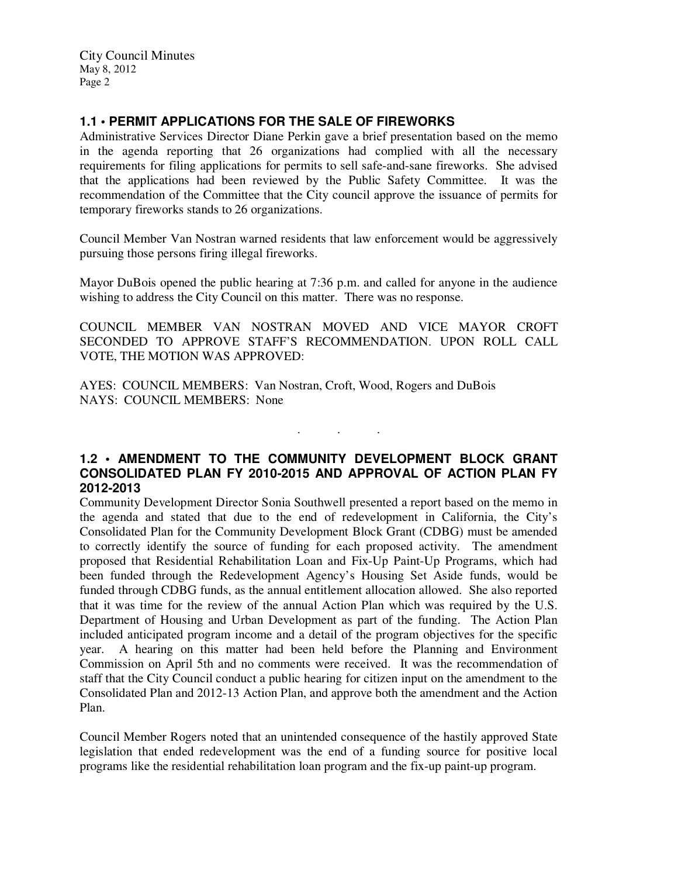## 1.1 • PERMIT APPLICATIONS FOR THE SALE OF FIREWORKS

Administrative Services Director Diane Perkin gave a brief presentation based on the memo in the agenda reporting that 26 organizations had complied with all the necessary requirements for filing applications for permits to sell safe-and-sane fireworks. She advised that the applications had been reviewed by the Public Safety Committee. It was the recommendation of the Committee that the City council approve the issuance of permits for temporary fireworks stands to 26 organizations.

Council Member Van Nostran warned residents that law enforcement would be aggressively pursuing those persons firing illegal fireworks.

Mayor DuBois opened the public hearing at 7:36 p.m. and called for anyone in the audience wishing to address the City Council on this matter. There was no response.

COUNCIL MEMBER VAN NOSTRAN MOVED AND VICE MAYOR CROFT SECONDED TO APPROVE STAFF'S RECOMMENDATION. UPON ROLL CALL VOTE, THE MOTION WAS APPROVED:

AYES: COUNCIL MEMBERS: Van Nostran, Croft, Wood, Rogers and DuBois
NAYS: COUNCIL MEMBERS: None

. . .

## 1.2 • AMENDMENT TO THE COMMUNITY DEVELOPMENT BLOCK GRANT CONSOLIDATED PLAN FY 2010-2015 AND APPROVAL OF ACTION PLAN FY 2012-2013

Community Development Director Sonia Southwell presented a report based on the memo in the agenda and stated that due to the end of redevelopment in California, the City's Consolidated Plan for the Community Development Block Grant (CDBG) must be amended to correctly identify the source of funding for each proposed activity. The amendment proposed that Residential Rehabilitation Loan and Fix-Up Paint-Up Programs, which had been funded through the Redevelopment Agency's Housing Set Aside funds, would be funded through CDBG funds, as the annual entitlement allocation allowed. She also reported that it was time for the review of the annual Action Plan which was required by the U.S. Department of Housing and Urban Development as part of the funding. The Action Plan included anticipated program income and a detail of the program objectives for the specific year. A hearing on this matter had been held before the Planning and Environment Commission on April 5th and no comments were received. It was the recommendation of staff that the City Council conduct a public hearing for citizen input on the amendment to the Consolidated Plan and 2012-13 Action Plan, and approve both the amendment and the Action Plan.

Council Member Rogers noted that an unintended consequence of the hastily approved State legislation that ended redevelopment was the end of a funding source for positive local programs like the residential rehabilitation loan program and the fix-up paint-up program.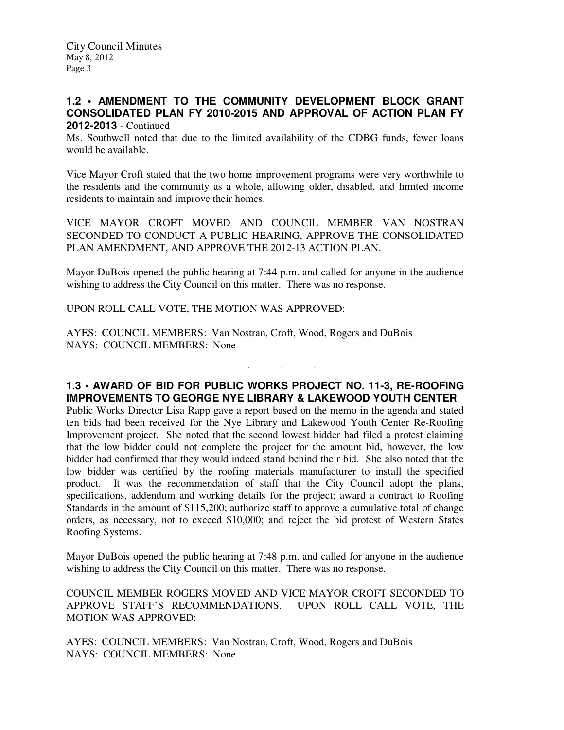### 1.2 • AMENDMENT TO THE COMMUNITY DEVELOPMENT BLOCK GRANT CONSOLIDATED PLAN FY 2010-2015 AND APPROVAL OF ACTION PLAN FY 2012-2013 - Continued

Ms. Southwell noted that due to the limited availability of the CDBG funds, fewer loans would be available.

Vice Mayor Croft stated that the two home improvement programs were very worthwhile to the residents and the community as a whole, allowing older, disabled, and limited income residents to maintain and improve their homes.

VICE MAYOR CROFT MOVED AND COUNCIL MEMBER VAN NOSTRAN SECONDED TO CONDUCT A PUBLIC HEARING, APPROVE THE CONSOLIDATED PLAN AMENDMENT, AND APPROVE THE 2012-13 ACTION PLAN.

Mayor DuBois opened the public hearing at 7:44 p.m. and called for anyone in the audience wishing to address the City Council on this matter. There was no response.

UPON ROLL CALL VOTE, THE MOTION WAS APPROVED:

AYES: COUNCIL MEMBERS: Van Nostran, Croft, Wood, Rogers and DuBois
NAYS: COUNCIL MEMBERS: None

. . .

### 1.3 • AWARD OF BID FOR PUBLIC WORKS PROJECT NO. 11-3, RE-ROOFING IMPROVEMENTS TO GEORGE NYE LIBRARY & LAKEWOOD YOUTH CENTER

Public Works Director Lisa Rapp gave a report based on the memo in the agenda and stated ten bids had been received for the Nye Library and Lakewood Youth Center Re-Roofing Improvement project. She noted that the second lowest bidder had filed a protest claiming that the low bidder could not complete the project for the amount bid, however, the low bidder had confirmed that they would indeed stand behind their bid. She also noted that the low bidder was certified by the roofing materials manufacturer to install the specified product. It was the recommendation of staff that the City Council adopt the plans, specifications, addendum and working details for the project; award a contract to Roofing Standards in the amount of $115,200; authorize staff to approve a cumulative total of change orders, as necessary, not to exceed $10,000; and reject the bid protest of Western States Roofing Systems.

Mayor DuBois opened the public hearing at 7:48 p.m. and called for anyone in the audience wishing to address the City Council on this matter. There was no response.

COUNCIL MEMBER ROGERS MOVED AND VICE MAYOR CROFT SECONDED TO APPROVE STAFF'S RECOMMENDATIONS. UPON ROLL CALL VOTE, THE MOTION WAS APPROVED:

AYES: COUNCIL MEMBERS: Van Nostran, Croft, Wood, Rogers and DuBois
NAYS: COUNCIL MEMBERS: None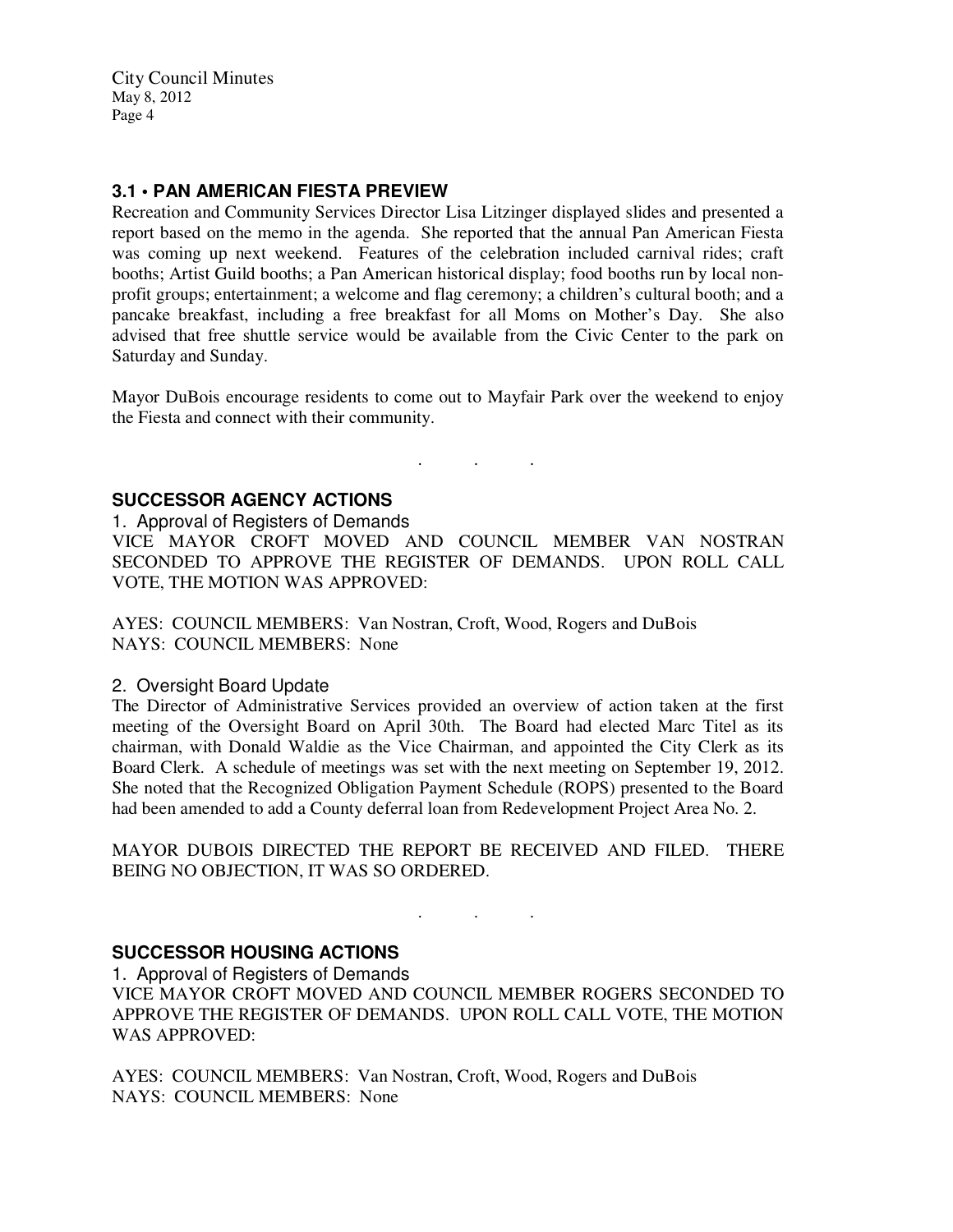### 3.1 • PAN AMERICAN FIESTA PREVIEW

Recreation and Community Services Director Lisa Litzinger displayed slides and presented a report based on the memo in the agenda. She reported that the annual Pan American Fiesta was coming up next weekend. Features of the celebration included carnival rides; craft booths; Artist Guild booths; a Pan American historical display; food booths run by local non-profit groups; entertainment; a welcome and flag ceremony; a children's cultural booth; and a pancake breakfast, including a free breakfast for all Moms on Mother's Day. She also advised that free shuttle service would be available from the Civic Center to the park on Saturday and Sunday.

Mayor DuBois encourage residents to come out to Mayfair Park over the weekend to enjoy the Fiesta and connect with their community.

. . .

### SUCCESSOR AGENCY ACTIONS

1. Approval of Registers of Demands

VICE MAYOR CROFT MOVED AND COUNCIL MEMBER VAN NOSTRAN SECONDED TO APPROVE THE REGISTER OF DEMANDS. UPON ROLL CALL VOTE, THE MOTION WAS APPROVED:

AYES: COUNCIL MEMBERS: Van Nostran, Croft, Wood, Rogers and DuBois
NAYS: COUNCIL MEMBERS: None

2. Oversight Board Update

The Director of Administrative Services provided an overview of action taken at the first meeting of the Oversight Board on April 30th. The Board had elected Marc Titel as its chairman, with Donald Waldie as the Vice Chairman, and appointed the City Clerk as its Board Clerk. A schedule of meetings was set with the next meeting on September 19, 2012. She noted that the Recognized Obligation Payment Schedule (ROPS) presented to the Board had been amended to add a County deferral loan from Redevelopment Project Area No. 2.

MAYOR DUBOIS DIRECTED THE REPORT BE RECEIVED AND FILED. THERE BEING NO OBJECTION, IT WAS SO ORDERED.

. . .

### SUCCESSOR HOUSING ACTIONS

1. Approval of Registers of Demands

VICE MAYOR CROFT MOVED AND COUNCIL MEMBER ROGERS SECONDED TO APPROVE THE REGISTER OF DEMANDS. UPON ROLL CALL VOTE, THE MOTION WAS APPROVED:

AYES: COUNCIL MEMBERS: Van Nostran, Croft, Wood, Rogers and DuBois
NAYS: COUNCIL MEMBERS: None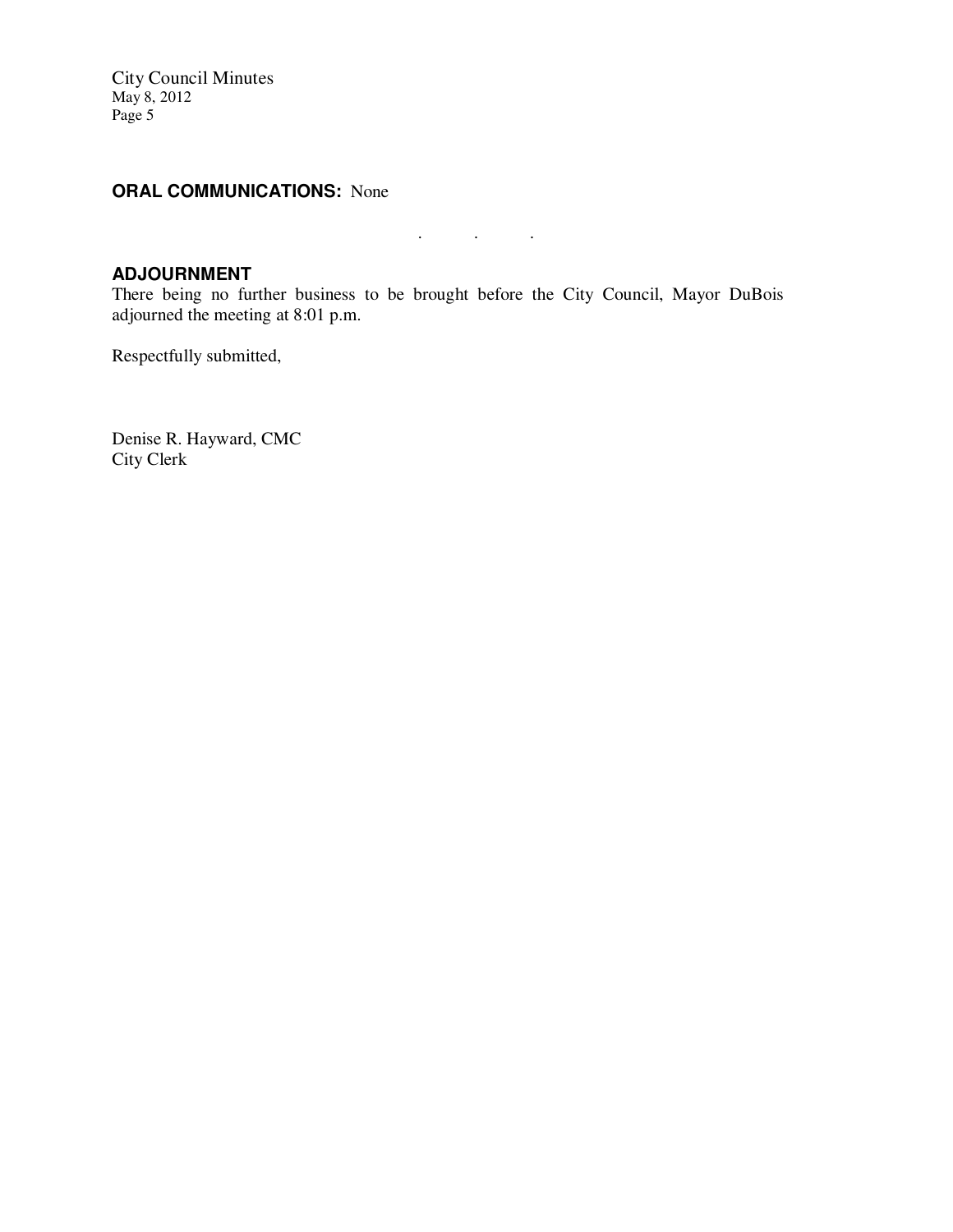**ORAL COMMUNICATIONS:** None

. . .

**ADJOURNMENT**

There being no further business to be brought before the City Council, Mayor DuBois adjourned the meeting at 8:01 p.m.

Respectfully submitted,

Denise R. Hayward, CMC
City Clerk